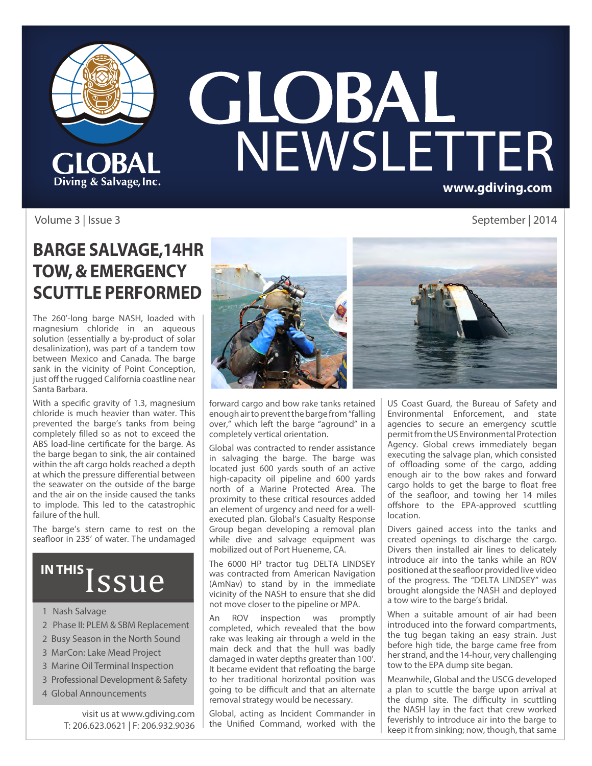# GLOBAL NEWSLETTER

Global Diving & Salvage, Inc.

www.gdiving.com

Volume 3 | Issue 3 September | 2014

## BARGE SALVAGE, 14HR TOW, & EMERGENCY SCUTTLE PERFORMED

The 260'-long barge NASH, loaded with magnesium chloride in an aqueous solution (essentially a by-product of solar desalinization), was part of a tandem tow between Mexico and Canada. The barge sank in the vicinity of Point Conception, just off the rugged California coastline near Santa Barbara.

With a specific gravity of 1.3, magnesium chloride is much heavier than water. This prevented the barge's tanks from being completely filled so as not to exceed the ABS load-line certificate for the barge. As the barge began to sink, the air contained within the aft cargo holds reached a depth at which the pressure differential between the seawater on the outside of the barge and the air on the inside caused the tanks to implode. This led to the catastrophic failure of the hull.

The barge's stern came to rest on the seafloor in 235' of water. The undamaged forward cargo and bow rake tanks retained enough air to prevent the barge from "falling over," which left the barge "aground" in a completely vertical orientation.

Global was contracted to render assistance in salvaging the barge. The barge was located just 600 yards south of an active high-capacity oil pipeline and 600 yards north of a Marine Protected Area. The proximity to these critical resources added an element of urgency and need for a well-executed plan. Global's Casualty Response Group began developing a removal plan while dive and salvage equipment was mobilized out of Port Hueneme, CA.

The 6000 HP tractor tug DELTA LINDSEY was contracted from American Navigation (AmNav) to stand by in the immediate vicinity of the NASH to ensure that she did not move closer to the pipeline or MPA.

An ROV inspection was promptly completed, which revealed that the bow rake was leaking air through a weld in the main deck and that the hull was badly damaged in water depths greater than 100'. It became evident that refloating the barge to her traditional horizontal position was going to be difficult and that an alternate removal strategy would be necessary.

Global, acting as Incident Commander in the Unified Command, worked with the US Coast Guard, the Bureau of Safety and Environmental Enforcement, and state agencies to secure an emergency scuttle permit from the US Environmental Protection Agency. Global crews immediately began executing the salvage plan, which consisted of offloading some of the cargo, adding enough air to the bow rakes and forward cargo holds to get the barge to float free of the seafloor, and towing her 14 miles offshore to the EPA-approved scuttling location.

Divers gained access into the tanks and created openings to discharge the cargo. Divers then installed air lines to delicately introduce air into the tanks while an ROV positioned at the seafloor provided live video of the progress. The "DELTA LINDSEY" was brought alongside the NASH and deployed a tow wire to the barge's bridal.

When a suitable amount of air had been introduced into the forward compartments, the tug began taking an easy strain. Just before high tide, the barge came free from her strand, and the 14-hour, very challenging tow to the EPA dump site began.

Meanwhile, Global and the USCG developed a plan to scuttle the barge upon arrival at the dump site. The difficulty in scuttling the NASH lay in the fact that crew worked feverishly to introduce air into the barge to keep it from sinking; now, though, that same

## IN THIS Issue

1 Nash Salvage
2 Phase II: PLEM & SBM Replacement
2 Busy Season in the North Sound
3 MarCon: Lake Mead Project
3 Marine Oil Terminal Inspection
3 Professional Development & Safety
4 Global Announcements

visit us at www.gdiving.com
T: 206.623.0621 | F: 206.932.9036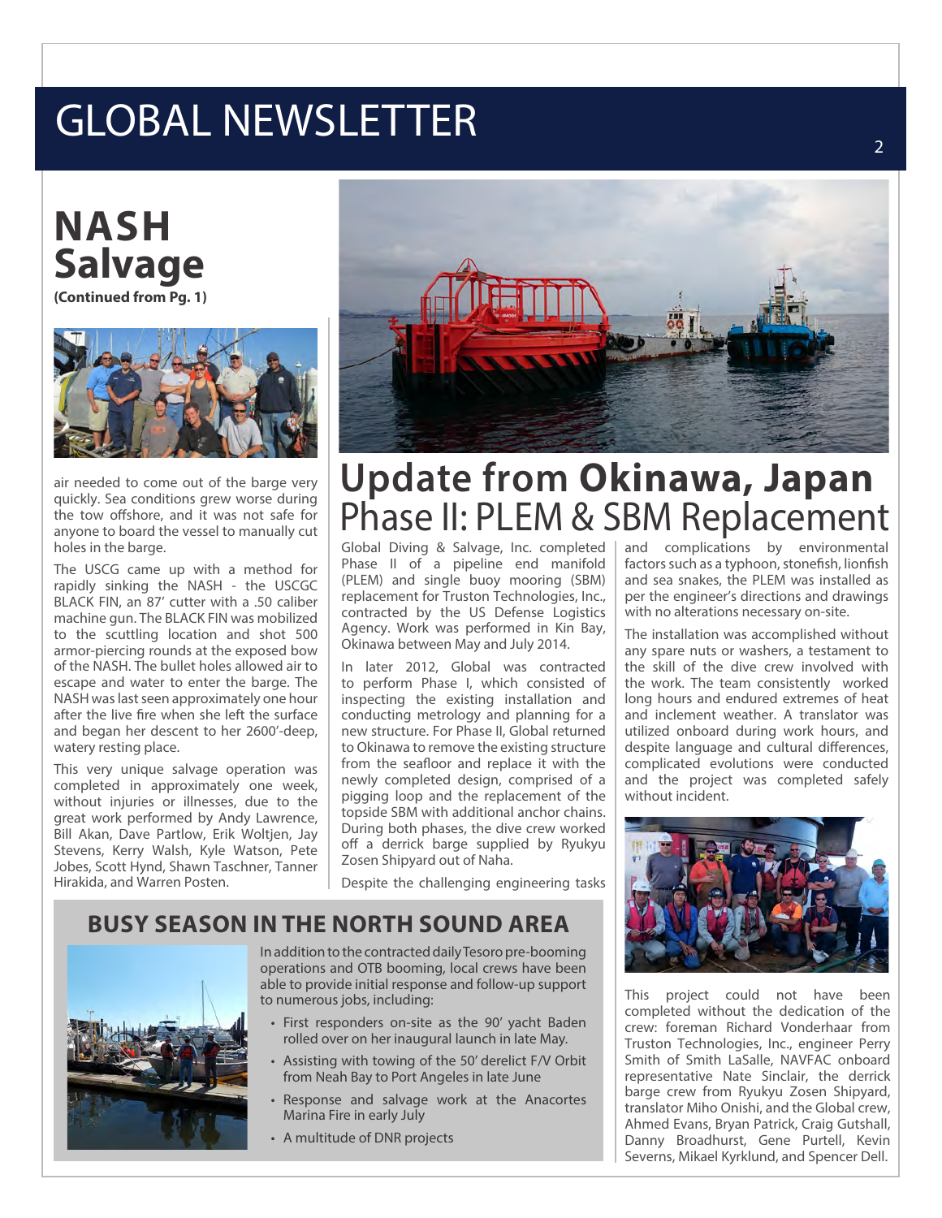# GLOBAL NEWSLETTER

## NASH Salvage

**(Continued from Pg. 1)**

air needed to come out of the barge very quickly. Sea conditions grew worse during the tow offshore, and it was not safe for anyone to board the vessel to manually cut holes in the barge.

The USCG came up with a method for rapidly sinking the NASH - the USCGC BLACK FIN, an 87' cutter with a .50 caliber machine gun. The BLACK FIN was mobilized to the scuttling location and shot 500 armor-piercing rounds at the exposed bow of the NASH. The bullet holes allowed air to escape and water to enter the barge. The NASH was last seen approximately one hour after the live fire when she left the surface and began her descent to her 2600'-deep, watery resting place.

This very unique salvage operation was completed in approximately one week, without injuries or illnesses, due to the great work performed by Andy Lawrence, Bill Akan, Dave Partlow, Erik Woltjen, Jay Stevens, Kerry Walsh, Kyle Watson, Pete Jobes, Scott Hynd, Shawn Taschner, Tanner Hirakida, and Warren Posten.

## Update from Okinawa, Japan
### Phase II: PLEM & SBM Replacement

Global Diving & Salvage, Inc. completed Phase II of a pipeline end manifold (PLEM) and single buoy mooring (SBM) replacement for Truston Technologies, Inc., contracted by the US Defense Logistics Agency. Work was performed in Kin Bay, Okinawa between May and July 2014.

In later 2012, Global was contracted to perform Phase I, which consisted of inspecting the existing installation and conducting metrology and planning for a new structure. For Phase II, Global returned to Okinawa to remove the existing structure from the seafloor and replace it with the newly completed design, comprised of a pigging loop and the replacement of the topside SBM with additional anchor chains. During both phases, the dive crew worked off a derrick barge supplied by Ryukyu Zosen Shipyard out of Naha.

Despite the challenging engineering tasks and complications by environmental factors such as a typhoon, stonefish, lionfish and sea snakes, the PLEM was installed as per the engineer's directions and drawings with no alterations necessary on-site.

The installation was accomplished without any spare nuts or washers, a testament to the skill of the dive crew involved with the work. The team consistently worked long hours and endured extremes of heat and inclement weather. A translator was utilized onboard during work hours, and despite language and cultural differences, complicated evolutions were conducted and the project was completed safely without incident.

This project could not have been completed without the dedication of the crew: foreman Richard Vonderhaar from Truston Technologies, Inc., engineer Perry Smith of Smith LaSalle, NAVFAC onboard representative Nate Sinclair, the derrick barge crew from Ryukyu Zosen Shipyard, translator Miho Onishi, and the Global crew, Ahmed Evans, Bryan Patrick, Craig Gutshall, Danny Broadhurst, Gene Purtell, Kevin Severns, Mikael Kyrklund, and Spencer Dell.

## BUSY SEASON IN THE NORTH SOUND AREA

In addition to the contracted daily Tesoro pre-booming operations and OTB booming, local crews have been able to provide initial response and follow-up support to numerous jobs, including:

- First responders on-site as the 90' yacht Baden rolled over on her inaugural launch in late May.
- Assisting with towing of the 50' derelict F/V Orbit from Neah Bay to Port Angeles in late June
- Response and salvage work at the Anacortes Marina Fire in early July
- A multitude of DNR projects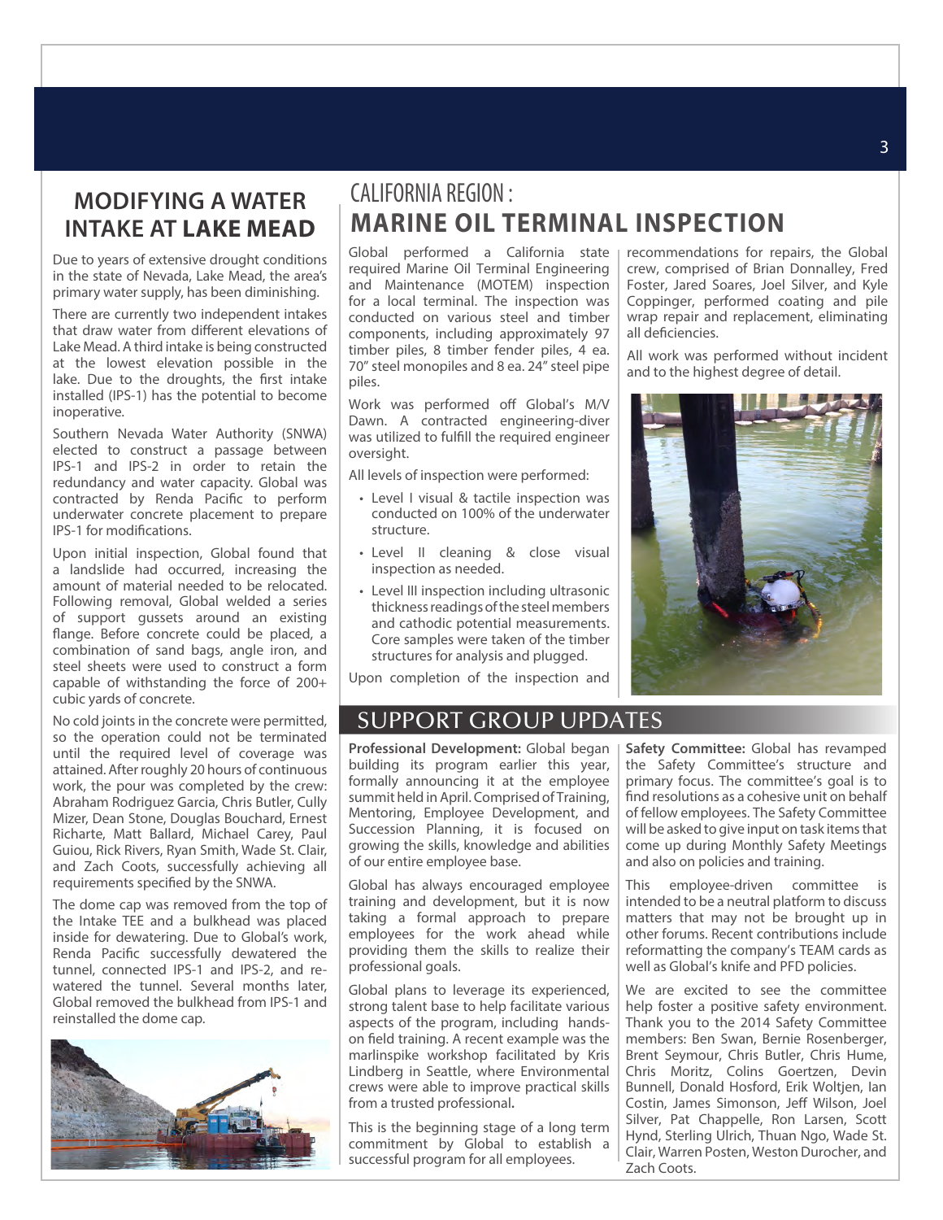## MODIFYING A WATER INTAKE AT LAKE MEAD

Due to years of extensive drought conditions in the state of Nevada, Lake Mead, the area's primary water supply, has been diminishing.

There are currently two independent intakes that draw water from different elevations of Lake Mead. A third intake is being constructed at the lowest elevation possible in the lake. Due to the droughts, the first intake installed (IPS-1) has the potential to become inoperative.

Southern Nevada Water Authority (SNWA) elected to construct a passage between IPS-1 and IPS-2 in order to retain the redundancy and water capacity. Global was contracted by Renda Pacific to perform underwater concrete placement to prepare IPS-1 for modifications.

Upon initial inspection, Global found that a landslide had occurred, increasing the amount of material needed to be relocated. Following removal, Global welded a series of support gussets around an existing flange. Before concrete could be placed, a combination of sand bags, angle iron, and steel sheets were used to construct a form capable of withstanding the force of 200+ cubic yards of concrete.

No cold joints in the concrete were permitted, so the operation could not be terminated until the required level of coverage was attained. After roughly 20 hours of continuous work, the pour was completed by the crew: Abraham Rodriguez Garcia, Chris Butler, Cully Mizer, Dean Stone, Douglas Bouchard, Ernest Richarte, Matt Ballard, Michael Carey, Paul Guiou, Rick Rivers, Ryan Smith, Wade St. Clair, and Zach Coots, successfully achieving all requirements specified by the SNWA.

The dome cap was removed from the top of the Intake TEE and a bulkhead was placed inside for dewatering. Due to Global's work, Renda Pacific successfully dewatered the tunnel, connected IPS-1 and IPS-2, and re-watered the tunnel. Several months later, Global removed the bulkhead from IPS-1 and reinstalled the dome cap.

## CALIFORNIA REGION : MARINE OIL TERMINAL INSPECTION

Global performed a California state required Marine Oil Terminal Engineering and Maintenance (MOTEM) inspection for a local terminal. The inspection was conducted on various steel and timber components, including approximately 97 timber piles, 8 timber fender piles, 4 ea. 70" steel monopiles and 8 ea. 24" steel pipe piles.

Work was performed off Global's M/V Dawn. A contracted engineering-diver was utilized to fulfill the required engineer oversight.

All levels of inspection were performed:

- Level I visual & tactile inspection was conducted on 100% of the underwater structure.
- Level II cleaning & close visual inspection as needed.
- Level III inspection including ultrasonic thickness readings of the steel members and cathodic potential measurements. Core samples were taken of the timber structures for analysis and plugged.

Upon completion of the inspection and recommendations for repairs, the Global crew, comprised of Brian Donnalley, Fred Foster, Jared Soares, Joel Silver, and Kyle Coppinger, performed coating and pile wrap repair and replacement, eliminating all deficiencies.

All work was performed without incident and to the highest degree of detail.

## SUPPORT GROUP UPDATES

**Professional Development:** Global began building its program earlier this year, formally announcing it at the employee summit held in April. Comprised of Training, Mentoring, Employee Development, and Succession Planning, it is focused on growing the skills, knowledge and abilities of our entire employee base.

Global has always encouraged employee training and development, but it is now taking a formal approach to prepare employees for the work ahead while providing them the skills to realize their professional goals.

Global plans to leverage its experienced, strong talent base to help facilitate various aspects of the program, including hands-on field training. A recent example was the marlinspike workshop facilitated by Kris Lindberg in Seattle, where Environmental crews were able to improve practical skills from a trusted professional.

This is the beginning stage of a long term commitment by Global to establish a successful program for all employees.

**Safety Committee:** Global has revamped the Safety Committee's structure and primary focus. The committee's goal is to find resolutions as a cohesive unit on behalf of fellow employees. The Safety Committee will be asked to give input on task items that come up during Monthly Safety Meetings and also on policies and training.

This employee-driven committee is intended to be a neutral platform to discuss matters that may not be brought up in other forums. Recent contributions include reformatting the company's TEAM cards as well as Global's knife and PFD policies.

We are excited to see the committee help foster a positive safety environment. Thank you to the 2014 Safety Committee members: Ben Swan, Bernie Rosenberger, Brent Seymour, Chris Butler, Chris Hume, Chris Moritz, Colins Goertzen, Devin Bunnell, Donald Hosford, Erik Woltjen, Ian Costin, James Simonson, Jeff Wilson, Joel Silver, Pat Chappelle, Ron Larsen, Scott Hynd, Sterling Ulrich, Thuan Ngo, Wade St. Clair, Warren Posten, Weston Durocher, and Zach Coots.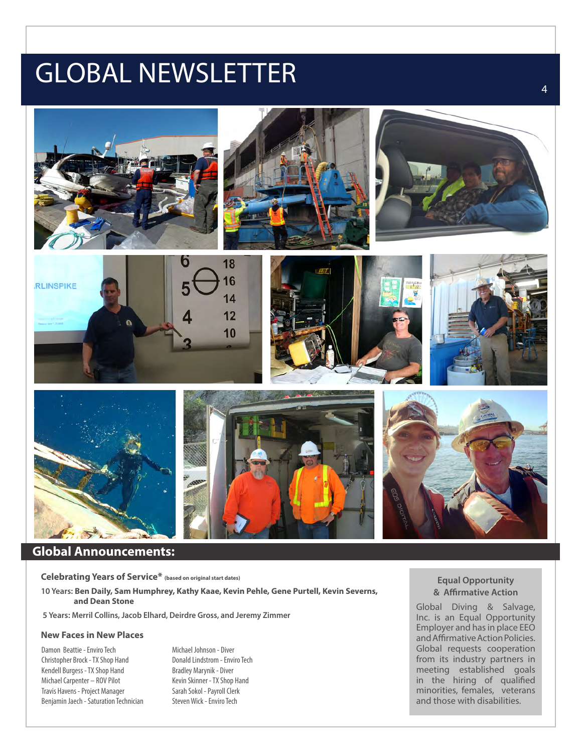# GLOBAL NEWSLETTER

## Global Announcements:

### Celebrating Years of Service* (based on original start dates)

**10 Years: Ben Daily, Sam Humphrey, Kathy Kaae, Kevin Pehle, Gene Purtell, Kevin Severns, and Dean Stone**

**5 Years: Merril Collins, Jacob Elhard, Deirdre Gross, and Jeremy Zimmer**

### New Faces in New Places

Damon Beattie - Enviro Tech
Christopher Brock - TX Shop Hand
Kendell Burgess - TX Shop Hand
Michael Carpenter – ROV Pilot
Travis Havens - Project Manager
Benjamin Jaech - Saturation Technician
Michael Johnson - Diver
Donald Lindstrom - Enviro Tech
Bradley Marynik - Diver
Kevin Skinner - TX Shop Hand
Sarah Sokol - Payroll Clerk
Steven Wick - Enviro Tech

### Equal Opportunity & Affirmative Action

Global Diving & Salvage, Inc. is an Equal Opportunity Employer and has in place EEO and Affirmative Action Policies. Global requests cooperation from its industry partners in meeting established goals in the hiring of qualified minorities, females, veterans and those with disabilities.